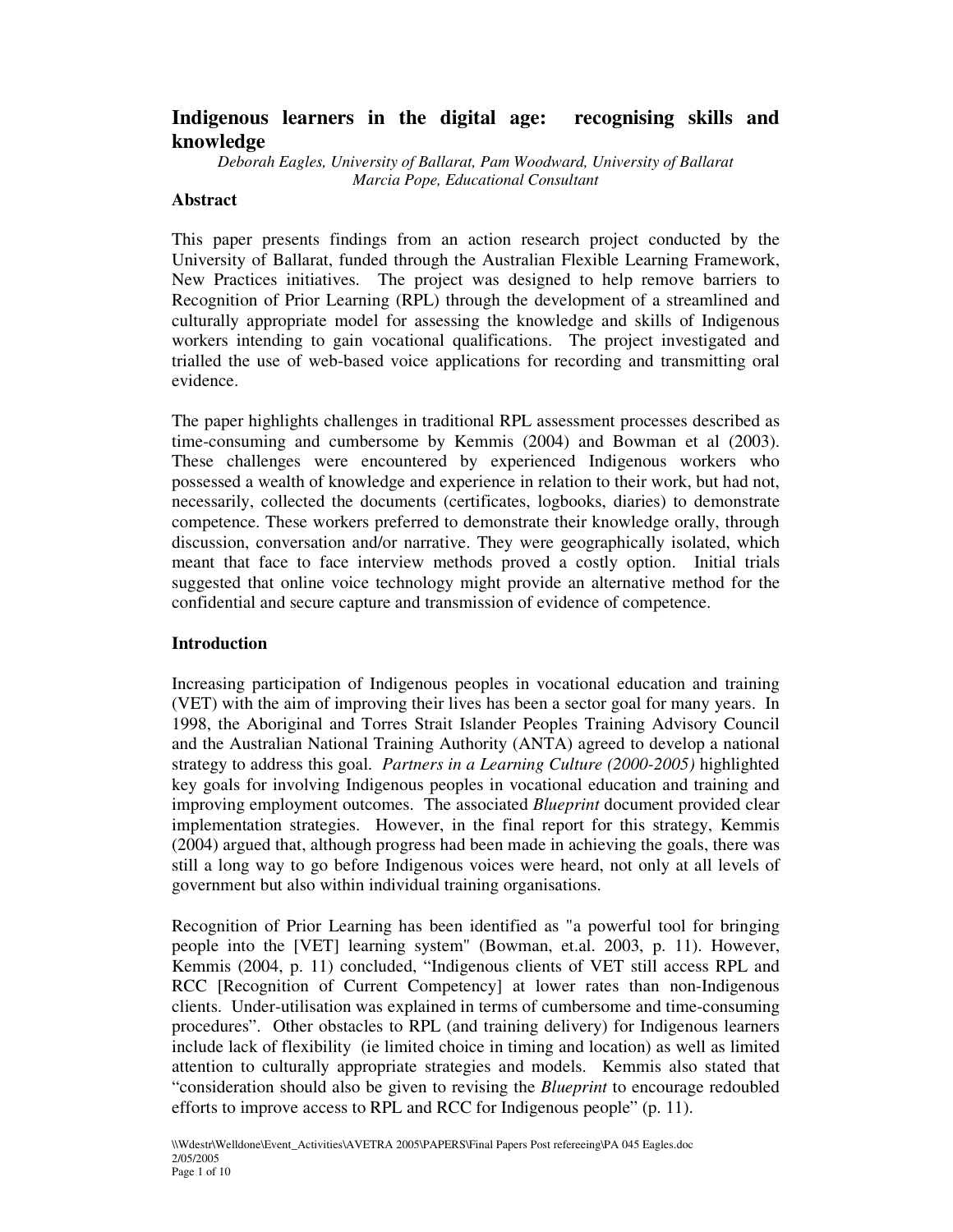# Indigenous learners in the digital age: recognising skills and knowledge

*Deborah Eagles, University of Ballarat, Pam Woodward, University of Ballarat*
*Marcia Pope, Educational Consultant*

## Abstract

This paper presents findings from an action research project conducted by the University of Ballarat, funded through the Australian Flexible Learning Framework, New Practices initiatives. The project was designed to help remove barriers to Recognition of Prior Learning (RPL) through the development of a streamlined and culturally appropriate model for assessing the knowledge and skills of Indigenous workers intending to gain vocational qualifications. The project investigated and trialled the use of web-based voice applications for recording and transmitting oral evidence.

The paper highlights challenges in traditional RPL assessment processes described as time-consuming and cumbersome by Kemmis (2004) and Bowman et al (2003). These challenges were encountered by experienced Indigenous workers who possessed a wealth of knowledge and experience in relation to their work, but had not, necessarily, collected the documents (certificates, logbooks, diaries) to demonstrate competence. These workers preferred to demonstrate their knowledge orally, through discussion, conversation and/or narrative. They were geographically isolated, which meant that face to face interview methods proved a costly option. Initial trials suggested that online voice technology might provide an alternative method for the confidential and secure capture and transmission of evidence of competence.

## Introduction

Increasing participation of Indigenous peoples in vocational education and training (VET) with the aim of improving their lives has been a sector goal for many years. In 1998, the Aboriginal and Torres Strait Islander Peoples Training Advisory Council and the Australian National Training Authority (ANTA) agreed to develop a national strategy to address this goal. *Partners in a Learning Culture (2000-2005)* highlighted key goals for involving Indigenous peoples in vocational education and training and improving employment outcomes. The associated *Blueprint* document provided clear implementation strategies. However, in the final report for this strategy, Kemmis (2004) argued that, although progress had been made in achieving the goals, there was still a long way to go before Indigenous voices were heard, not only at all levels of government but also within individual training organisations.

Recognition of Prior Learning has been identified as "a powerful tool for bringing people into the [VET] learning system" (Bowman, et.al. 2003, p. 11). However, Kemmis (2004, p. 11) concluded, "Indigenous clients of VET still access RPL and RCC [Recognition of Current Competency] at lower rates than non-Indigenous clients. Under-utilisation was explained in terms of cumbersome and time-consuming procedures". Other obstacles to RPL (and training delivery) for Indigenous learners include lack of flexibility (ie limited choice in timing and location) as well as limited attention to culturally appropriate strategies and models. Kemmis also stated that "consideration should also be given to revising the *Blueprint* to encourage redoubled efforts to improve access to RPL and RCC for Indigenous people" (p. 11).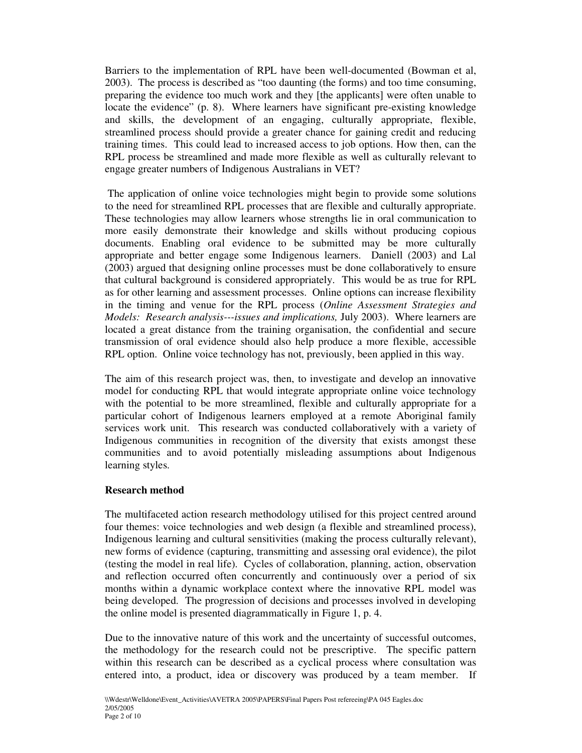Barriers to the implementation of RPL have been well-documented (Bowman et al, 2003). The process is described as "too daunting (the forms) and too time consuming, preparing the evidence too much work and they [the applicants] were often unable to locate the evidence" (p. 8). Where learners have significant pre-existing knowledge and skills, the development of an engaging, culturally appropriate, flexible, streamlined process should provide a greater chance for gaining credit and reducing training times. This could lead to increased access to job options. How then, can the RPL process be streamlined and made more flexible as well as culturally relevant to engage greater numbers of Indigenous Australians in VET?

The application of online voice technologies might begin to provide some solutions to the need for streamlined RPL processes that are flexible and culturally appropriate. These technologies may allow learners whose strengths lie in oral communication to more easily demonstrate their knowledge and skills without producing copious documents. Enabling oral evidence to be submitted may be more culturally appropriate and better engage some Indigenous learners. Daniell (2003) and Lal (2003) argued that designing online processes must be done collaboratively to ensure that cultural background is considered appropriately. This would be as true for RPL as for other learning and assessment processes. Online options can increase flexibility in the timing and venue for the RPL process (*Online Assessment Strategies and Models: Research analysis---issues and implications,* July 2003). Where learners are located a great distance from the training organisation, the confidential and secure transmission of oral evidence should also help produce a more flexible, accessible RPL option. Online voice technology has not, previously, been applied in this way.

The aim of this research project was, then, to investigate and develop an innovative model for conducting RPL that would integrate appropriate online voice technology with the potential to be more streamlined, flexible and culturally appropriate for a particular cohort of Indigenous learners employed at a remote Aboriginal family services work unit. This research was conducted collaboratively with a variety of Indigenous communities in recognition of the diversity that exists amongst these communities and to avoid potentially misleading assumptions about Indigenous learning styles.

## Research method

The multifaceted action research methodology utilised for this project centred around four themes: voice technologies and web design (a flexible and streamlined process), Indigenous learning and cultural sensitivities (making the process culturally relevant), new forms of evidence (capturing, transmitting and assessing oral evidence), the pilot (testing the model in real life). Cycles of collaboration, planning, action, observation and reflection occurred often concurrently and continuously over a period of six months within a dynamic workplace context where the innovative RPL model was being developed. The progression of decisions and processes involved in developing the online model is presented diagrammatically in Figure 1, p. 4.

Due to the innovative nature of this work and the uncertainty of successful outcomes, the methodology for the research could not be prescriptive. The specific pattern within this research can be described as a cyclical process where consultation was entered into, a product, idea or discovery was produced by a team member. If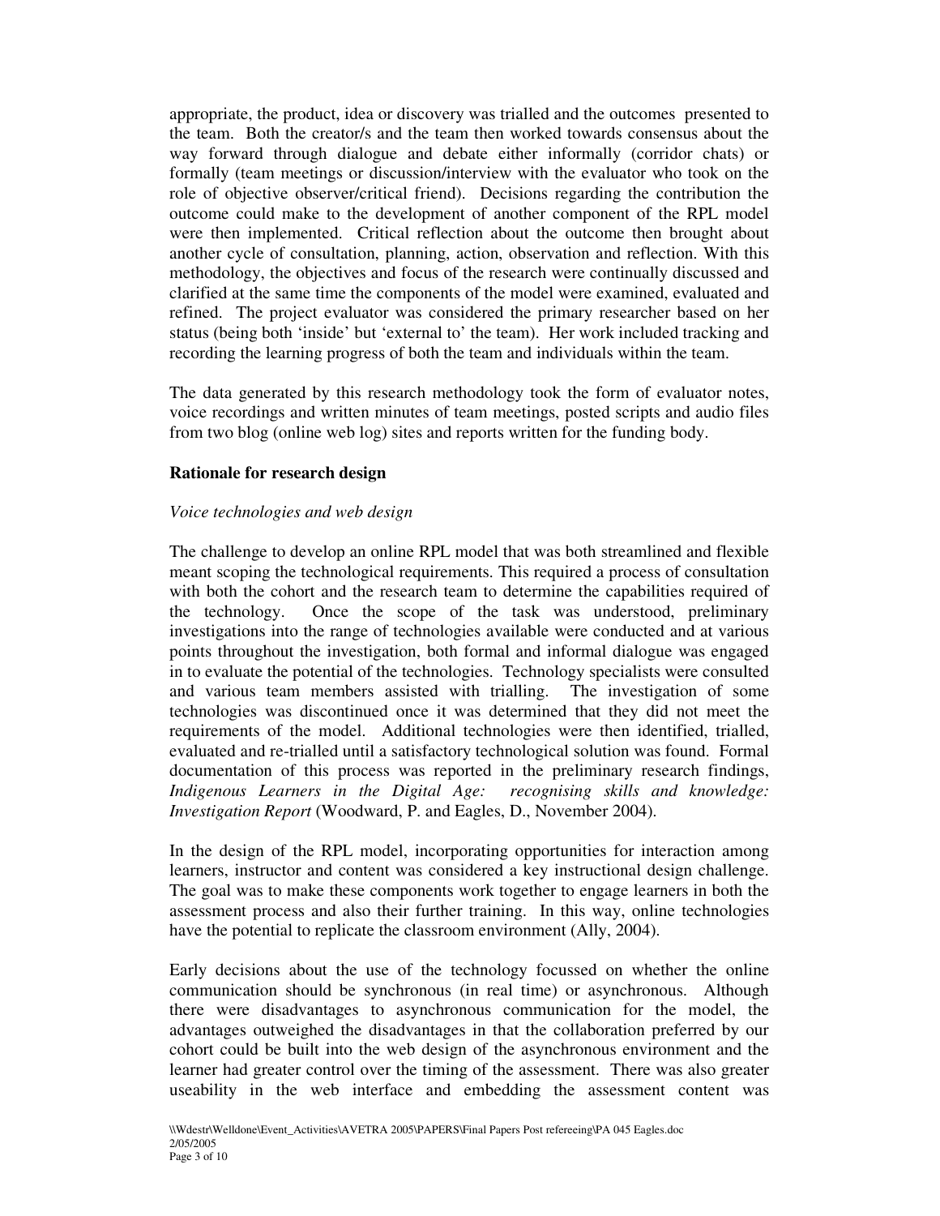appropriate, the product, idea or discovery was trialled and the outcomes presented to the team. Both the creator/s and the team then worked towards consensus about the way forward through dialogue and debate either informally (corridor chats) or formally (team meetings or discussion/interview with the evaluator who took on the role of objective observer/critical friend). Decisions regarding the contribution the outcome could make to the development of another component of the RPL model were then implemented. Critical reflection about the outcome then brought about another cycle of consultation, planning, action, observation and reflection. With this methodology, the objectives and focus of the research were continually discussed and clarified at the same time the components of the model were examined, evaluated and refined. The project evaluator was considered the primary researcher based on her status (being both 'inside' but 'external to' the team). Her work included tracking and recording the learning progress of both the team and individuals within the team.

The data generated by this research methodology took the form of evaluator notes, voice recordings and written minutes of team meetings, posted scripts and audio files from two blog (online web log) sites and reports written for the funding body.

**Rationale for research design**

*Voice technologies and web design*

The challenge to develop an online RPL model that was both streamlined and flexible meant scoping the technological requirements. This required a process of consultation with both the cohort and the research team to determine the capabilities required of the technology. Once the scope of the task was understood, preliminary investigations into the range of technologies available were conducted and at various points throughout the investigation, both formal and informal dialogue was engaged in to evaluate the potential of the technologies. Technology specialists were consulted and various team members assisted with trialling. The investigation of some technologies was discontinued once it was determined that they did not meet the requirements of the model. Additional technologies were then identified, trialled, evaluated and re-trialled until a satisfactory technological solution was found. Formal documentation of this process was reported in the preliminary research findings, *Indigenous Learners in the Digital Age: recognising skills and knowledge: Investigation Report* (Woodward, P. and Eagles, D., November 2004).

In the design of the RPL model, incorporating opportunities for interaction among learners, instructor and content was considered a key instructional design challenge. The goal was to make these components work together to engage learners in both the assessment process and also their further training. In this way, online technologies have the potential to replicate the classroom environment (Ally, 2004).

Early decisions about the use of the technology focussed on whether the online communication should be synchronous (in real time) or asynchronous. Although there were disadvantages to asynchronous communication for the model, the advantages outweighed the disadvantages in that the collaboration preferred by our cohort could be built into the web design of the asynchronous environment and the learner had greater control over the timing of the assessment. There was also greater useability in the web interface and embedding the assessment content was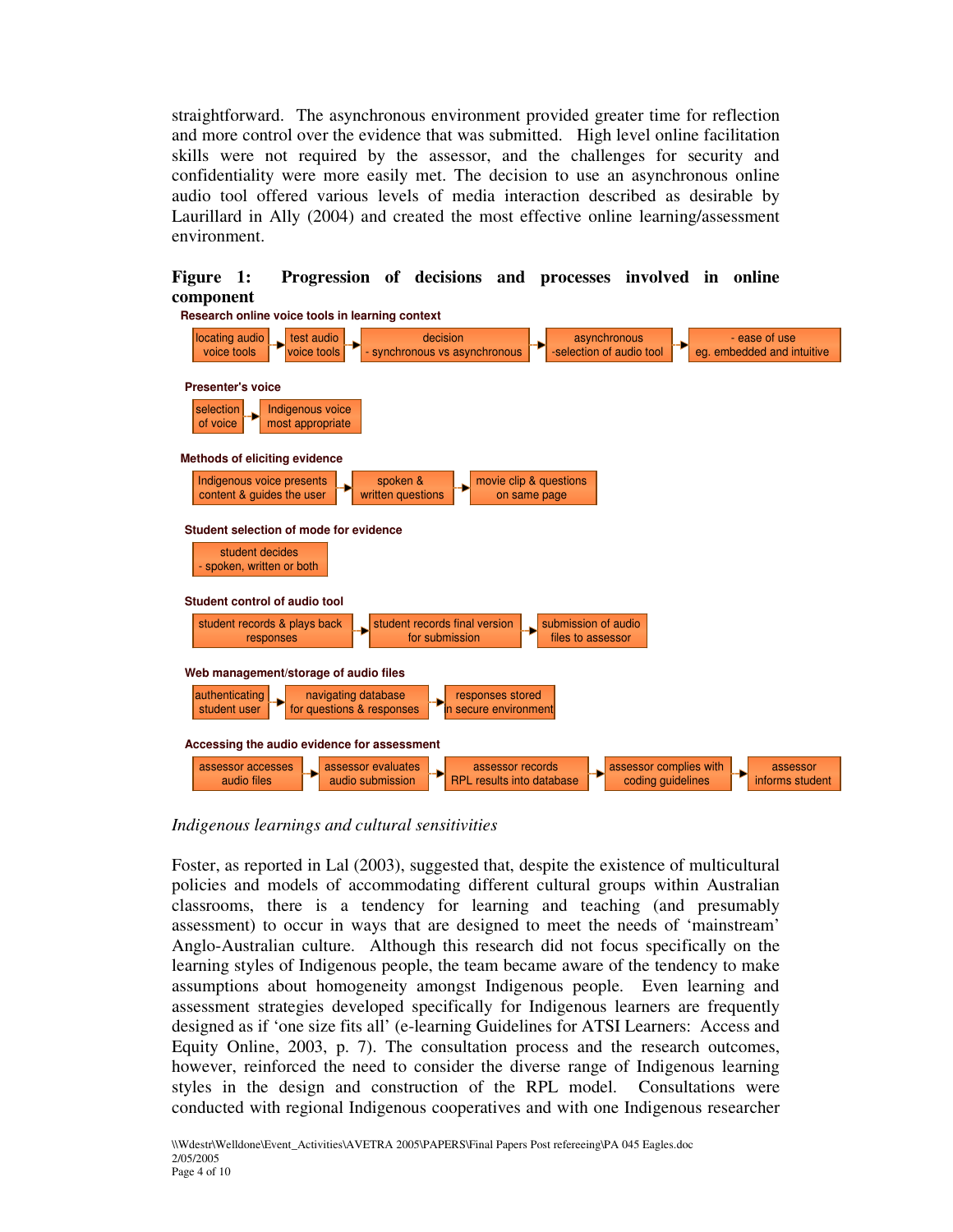straightforward. The asynchronous environment provided greater time for reflection and more control over the evidence that was submitted. High level online facilitation skills were not required by the assessor, and the challenges for security and confidentiality were more easily met. The decision to use an asynchronous online audio tool offered various levels of media interaction described as desirable by Laurillard in Ally (2004) and created the most effective online learning/assessment environment.

**Figure 1: Progression of decisions and processes involved in online component**

**Research online voice tools in learning context**

locating audio voice tools → test audio voice tools → decision - synchronous vs asynchronous → asynchronous -selection of audio tool → - ease of use eg. embedded and intuitive

**Presenter's voice**

selection of voice → Indigenous voice most appropriate

**Methods of eliciting evidence**

Indigenous voice presents content & guides the user → spoken & written questions → movie clip & questions on same page

**Student selection of mode for evidence**

student decides - spoken, written or both

**Student control of audio tool**

student records & plays back responses → student records final version for submission → submission of audio files to assessor

**Web management/storage of audio files**

authenticating student user → navigating database for questions & responses → responses stored in secure environment

**Accessing the audio evidence for assessment**

assessor accesses audio files → assessor evaluates audio submission → assessor records RPL results into database → assessor complies with coding guidelines → assessor informs student

*Indigenous learnings and cultural sensitivities*

Foster, as reported in Lal (2003), suggested that, despite the existence of multicultural policies and models of accommodating different cultural groups within Australian classrooms, there is a tendency for learning and teaching (and presumably assessment) to occur in ways that are designed to meet the needs of 'mainstream' Anglo-Australian culture. Although this research did not focus specifically on the learning styles of Indigenous people, the team became aware of the tendency to make assumptions about homogeneity amongst Indigenous people. Even learning and assessment strategies developed specifically for Indigenous learners are frequently designed as if 'one size fits all' (e-learning Guidelines for ATSI Learners: Access and Equity Online, 2003, p. 7). The consultation process and the research outcomes, however, reinforced the need to consider the diverse range of Indigenous learning styles in the design and construction of the RPL model. Consultations were conducted with regional Indigenous cooperatives and with one Indigenous researcher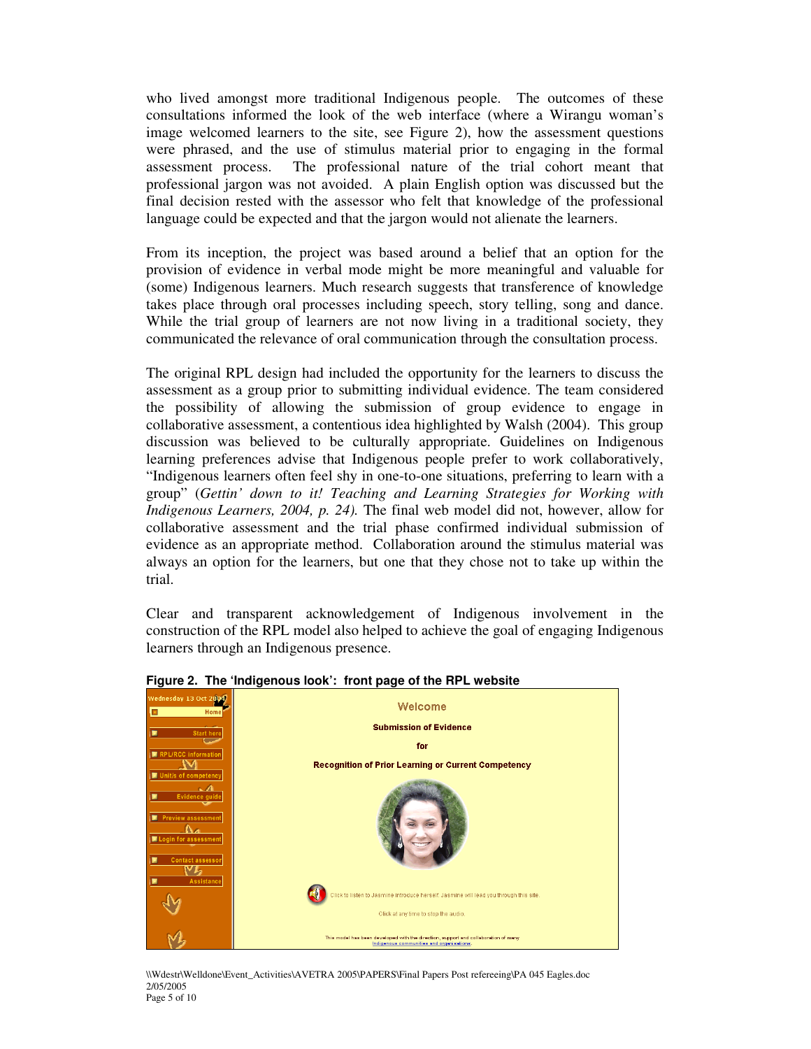who lived amongst more traditional Indigenous people. The outcomes of these consultations informed the look of the web interface (where a Wirangu woman's image welcomed learners to the site, see Figure 2), how the assessment questions were phrased, and the use of stimulus material prior to engaging in the formal assessment process. The professional nature of the trial cohort meant that professional jargon was not avoided. A plain English option was discussed but the final decision rested with the assessor who felt that knowledge of the professional language could be expected and that the jargon would not alienate the learners.

From its inception, the project was based around a belief that an option for the provision of evidence in verbal mode might be more meaningful and valuable for (some) Indigenous learners. Much research suggests that transference of knowledge takes place through oral processes including speech, story telling, song and dance. While the trial group of learners are not now living in a traditional society, they communicated the relevance of oral communication through the consultation process.

The original RPL design had included the opportunity for the learners to discuss the assessment as a group prior to submitting individual evidence. The team considered the possibility of allowing the submission of group evidence to engage in collaborative assessment, a contentious idea highlighted by Walsh (2004). This group discussion was believed to be culturally appropriate. Guidelines on Indigenous learning preferences advise that Indigenous people prefer to work collaboratively, "Indigenous learners often feel shy in one-to-one situations, preferring to learn with a group" (*Gettin' down to it! Teaching and Learning Strategies for Working with Indigenous Learners, 2004, p. 24).* The final web model did not, however, allow for collaborative assessment and the trial phase confirmed individual submission of evidence as an appropriate method. Collaboration around the stimulus material was always an option for the learners, but one that they chose not to take up within the trial.

Clear and transparent acknowledgement of Indigenous involvement in the construction of the RPL model also helped to achieve the goal of engaging Indigenous learners through an Indigenous presence.

**Figure 2. The 'Indigenous look': front page of the RPL website**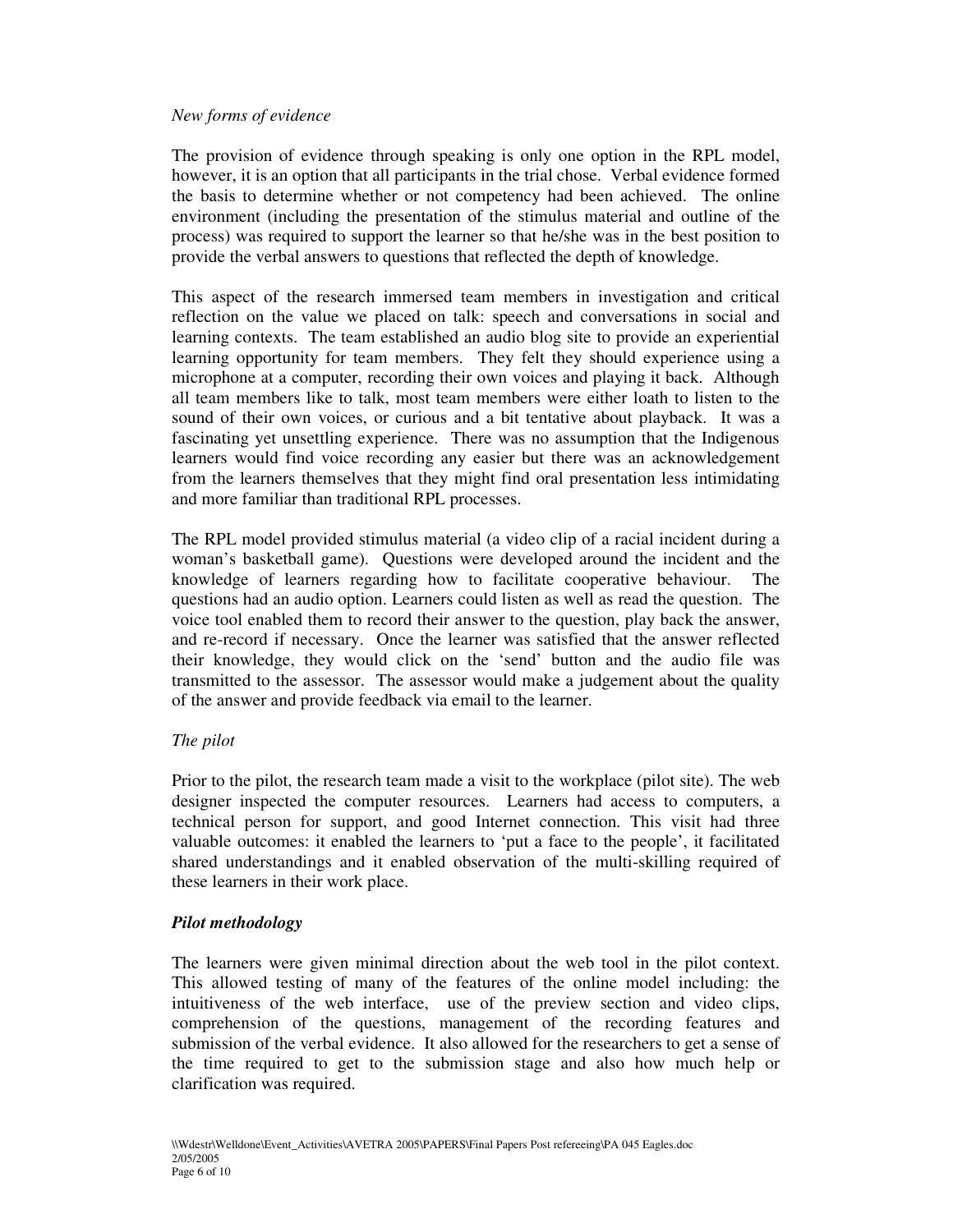*New forms of evidence*

The provision of evidence through speaking is only one option in the RPL model, however, it is an option that all participants in the trial chose. Verbal evidence formed the basis to determine whether or not competency had been achieved. The online environment (including the presentation of the stimulus material and outline of the process) was required to support the learner so that he/she was in the best position to provide the verbal answers to questions that reflected the depth of knowledge.

This aspect of the research immersed team members in investigation and critical reflection on the value we placed on talk: speech and conversations in social and learning contexts. The team established an audio blog site to provide an experiential learning opportunity for team members. They felt they should experience using a microphone at a computer, recording their own voices and playing it back. Although all team members like to talk, most team members were either loath to listen to the sound of their own voices, or curious and a bit tentative about playback. It was a fascinating yet unsettling experience. There was no assumption that the Indigenous learners would find voice recording any easier but there was an acknowledgement from the learners themselves that they might find oral presentation less intimidating and more familiar than traditional RPL processes.

The RPL model provided stimulus material (a video clip of a racial incident during a woman's basketball game). Questions were developed around the incident and the knowledge of learners regarding how to facilitate cooperative behaviour. The questions had an audio option. Learners could listen as well as read the question. The voice tool enabled them to record their answer to the question, play back the answer, and re-record if necessary. Once the learner was satisfied that the answer reflected their knowledge, they would click on the 'send' button and the audio file was transmitted to the assessor. The assessor would make a judgement about the quality of the answer and provide feedback via email to the learner.

*The pilot*

Prior to the pilot, the research team made a visit to the workplace (pilot site). The web designer inspected the computer resources. Learners had access to computers, a technical person for support, and good Internet connection. This visit had three valuable outcomes: it enabled the learners to 'put a face to the people', it facilitated shared understandings and it enabled observation of the multi-skilling required of these learners in their work place.

***Pilot methodology***

The learners were given minimal direction about the web tool in the pilot context. This allowed testing of many of the features of the online model including: the intuitiveness of the web interface, use of the preview section and video clips, comprehension of the questions, management of the recording features and submission of the verbal evidence. It also allowed for the researchers to get a sense of the time required to get to the submission stage and also how much help or clarification was required.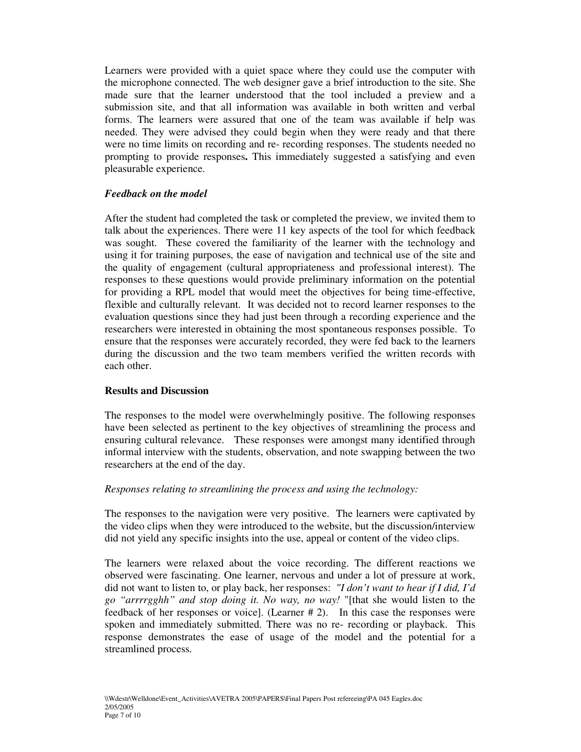Learners were provided with a quiet space where they could use the computer with the microphone connected. The web designer gave a brief introduction to the site. She made sure that the learner understood that the tool included a preview and a submission site, and that all information was available in both written and verbal forms. The learners were assured that one of the team was available if help was needed. They were advised they could begin when they were ready and that there were no time limits on recording and re- recording responses. The students needed no prompting to provide responses**.** This immediately suggested a satisfying and even pleasurable experience.

### *Feedback on the model*

After the student had completed the task or completed the preview, we invited them to talk about the experiences. There were 11 key aspects of the tool for which feedback was sought. These covered the familiarity of the learner with the technology and using it for training purposes, the ease of navigation and technical use of the site and the quality of engagement (cultural appropriateness and professional interest). The responses to these questions would provide preliminary information on the potential for providing a RPL model that would meet the objectives for being time-effective, flexible and culturally relevant. It was decided not to record learner responses to the evaluation questions since they had just been through a recording experience and the researchers were interested in obtaining the most spontaneous responses possible. To ensure that the responses were accurately recorded, they were fed back to the learners during the discussion and the two team members verified the written records with each other.

## Results and Discussion

The responses to the model were overwhelmingly positive. The following responses have been selected as pertinent to the key objectives of streamlining the process and ensuring cultural relevance. These responses were amongst many identified through informal interview with the students, observation, and note swapping between the two researchers at the end of the day.

*Responses relating to streamlining the process and using the technology:*

The responses to the navigation were very positive. The learners were captivated by the video clips when they were introduced to the website, but the discussion/interview did not yield any specific insights into the use, appeal or content of the video clips.

The learners were relaxed about the voice recording. The different reactions we observed were fascinating. One learner, nervous and under a lot of pressure at work, did not want to listen to, or play back, her responses: *"I don't want to hear if I did, I'd go "arrrrgghh" and stop doing it. No way, no way!* "[that she would listen to the feedback of her responses or voice]. (Learner # 2). In this case the responses were spoken and immediately submitted. There was no re- recording or playback. This response demonstrates the ease of usage of the model and the potential for a streamlined process.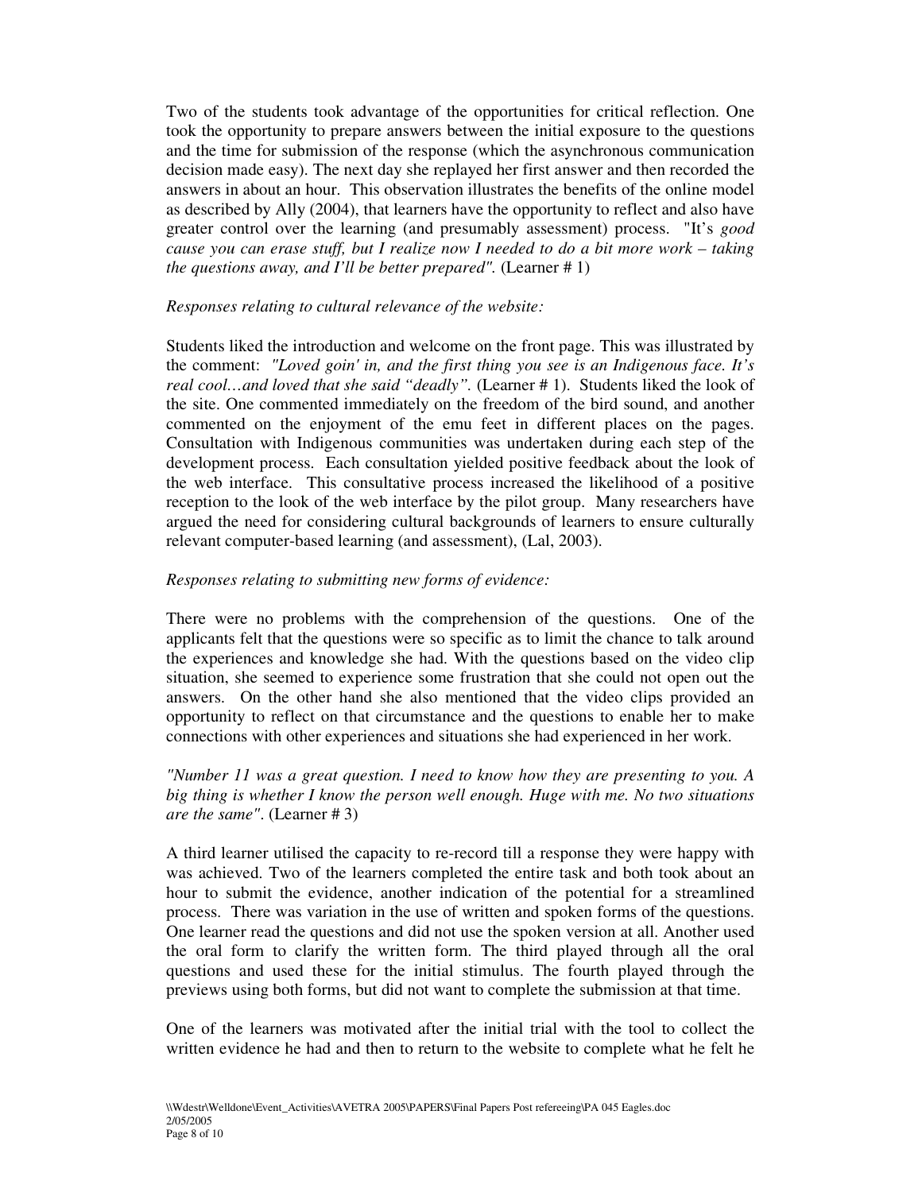Two of the students took advantage of the opportunities for critical reflection. One took the opportunity to prepare answers between the initial exposure to the questions and the time for submission of the response (which the asynchronous communication decision made easy). The next day she replayed her first answer and then recorded the answers in about an hour. This observation illustrates the benefits of the online model as described by Ally (2004), that learners have the opportunity to reflect and also have greater control over the learning (and presumably assessment) process. "It's *good cause you can erase stuff, but I realize now I needed to do a bit more work – taking the questions away, and I'll be better prepared".* (Learner # 1)

*Responses relating to cultural relevance of the website:*

Students liked the introduction and welcome on the front page. This was illustrated by the comment: *"Loved goin' in, and the first thing you see is an Indigenous face. It's real cool…and loved that she said "deadly".* (Learner # 1). Students liked the look of the site. One commented immediately on the freedom of the bird sound, and another commented on the enjoyment of the emu feet in different places on the pages. Consultation with Indigenous communities was undertaken during each step of the development process. Each consultation yielded positive feedback about the look of the web interface. This consultative process increased the likelihood of a positive reception to the look of the web interface by the pilot group. Many researchers have argued the need for considering cultural backgrounds of learners to ensure culturally relevant computer-based learning (and assessment), (Lal, 2003).

*Responses relating to submitting new forms of evidence:*

There were no problems with the comprehension of the questions. One of the applicants felt that the questions were so specific as to limit the chance to talk around the experiences and knowledge she had. With the questions based on the video clip situation, she seemed to experience some frustration that she could not open out the answers. On the other hand she also mentioned that the video clips provided an opportunity to reflect on that circumstance and the questions to enable her to make connections with other experiences and situations she had experienced in her work.

*"Number 11 was a great question. I need to know how they are presenting to you. A big thing is whether I know the person well enough. Huge with me. No two situations are the same"*. (Learner # 3)

A third learner utilised the capacity to re-record till a response they were happy with was achieved. Two of the learners completed the entire task and both took about an hour to submit the evidence, another indication of the potential for a streamlined process. There was variation in the use of written and spoken forms of the questions. One learner read the questions and did not use the spoken version at all. Another used the oral form to clarify the written form. The third played through all the oral questions and used these for the initial stimulus. The fourth played through the previews using both forms, but did not want to complete the submission at that time.

One of the learners was motivated after the initial trial with the tool to collect the written evidence he had and then to return to the website to complete what he felt he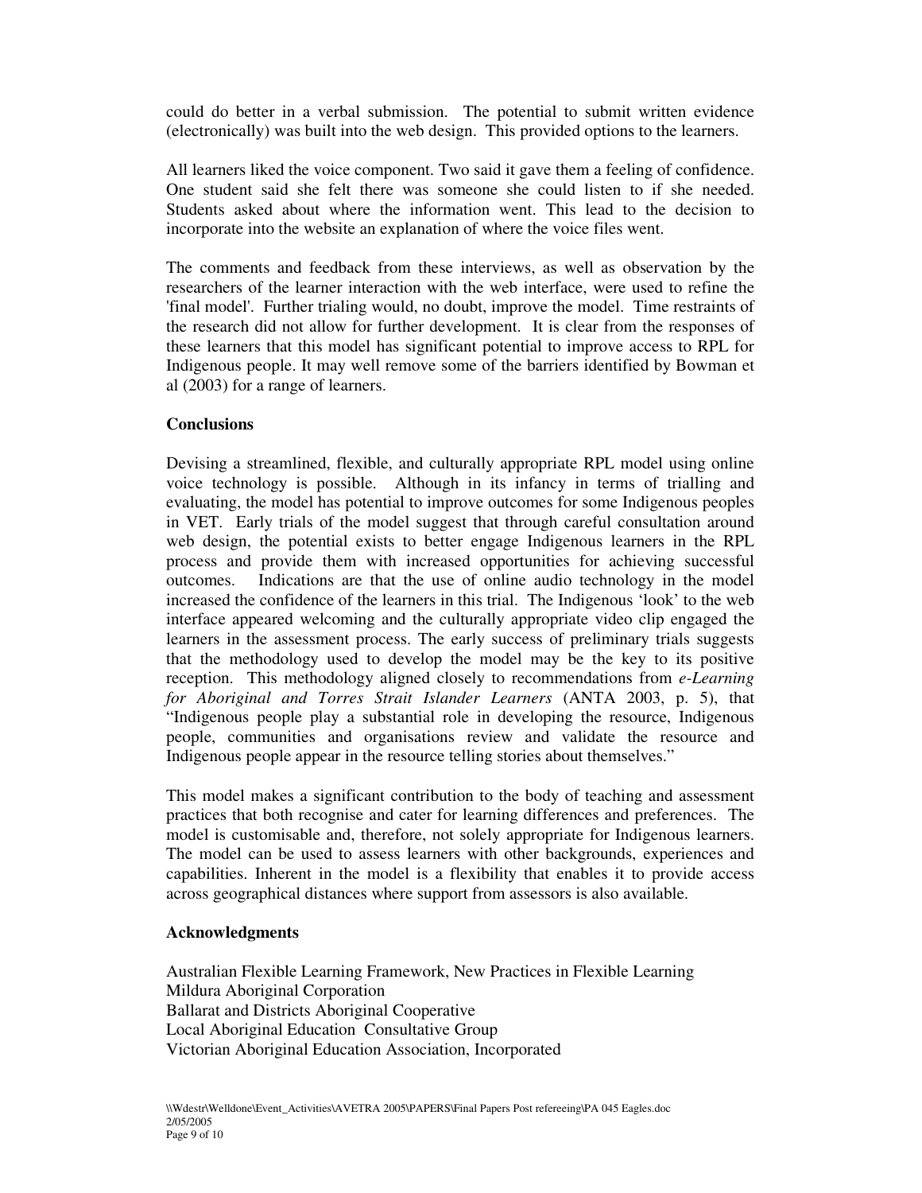could do better in a verbal submission. The potential to submit written evidence (electronically) was built into the web design. This provided options to the learners.

All learners liked the voice component. Two said it gave them a feeling of confidence. One student said she felt there was someone she could listen to if she needed. Students asked about where the information went. This lead to the decision to incorporate into the website an explanation of where the voice files went.

The comments and feedback from these interviews, as well as observation by the researchers of the learner interaction with the web interface, were used to refine the 'final model'. Further trialing would, no doubt, improve the model. Time restraints of the research did not allow for further development. It is clear from the responses of these learners that this model has significant potential to improve access to RPL for Indigenous people. It may well remove some of the barriers identified by Bowman et al (2003) for a range of learners.

**Conclusions**

Devising a streamlined, flexible, and culturally appropriate RPL model using online voice technology is possible. Although in its infancy in terms of trialling and evaluating, the model has potential to improve outcomes for some Indigenous peoples in VET. Early trials of the model suggest that through careful consultation around web design, the potential exists to better engage Indigenous learners in the RPL process and provide them with increased opportunities for achieving successful outcomes. Indications are that the use of online audio technology in the model increased the confidence of the learners in this trial. The Indigenous 'look' to the web interface appeared welcoming and the culturally appropriate video clip engaged the learners in the assessment process. The early success of preliminary trials suggests that the methodology used to develop the model may be the key to its positive reception. This methodology aligned closely to recommendations from *e-Learning for Aboriginal and Torres Strait Islander Learners* (ANTA 2003, p. 5), that "Indigenous people play a substantial role in developing the resource, Indigenous people, communities and organisations review and validate the resource and Indigenous people appear in the resource telling stories about themselves."

This model makes a significant contribution to the body of teaching and assessment practices that both recognise and cater for learning differences and preferences. The model is customisable and, therefore, not solely appropriate for Indigenous learners. The model can be used to assess learners with other backgrounds, experiences and capabilities. Inherent in the model is a flexibility that enables it to provide access across geographical distances where support from assessors is also available.

**Acknowledgments**

Australian Flexible Learning Framework, New Practices in Flexible Learning
Mildura Aboriginal Corporation
Ballarat and Districts Aboriginal Cooperative
Local Aboriginal Education Consultative Group
Victorian Aboriginal Education Association, Incorporated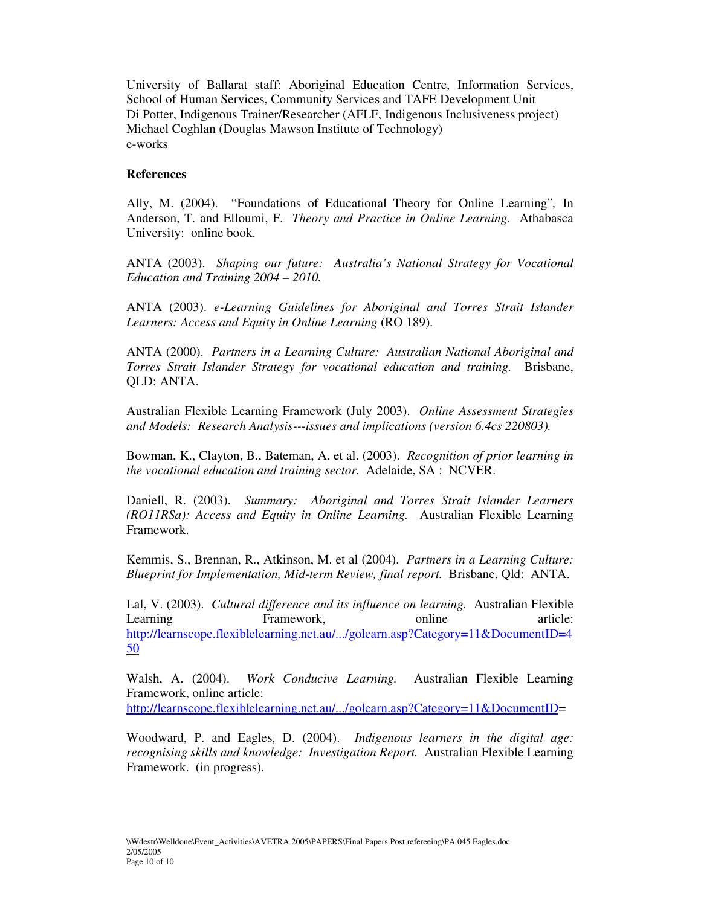University of Ballarat staff: Aboriginal Education Centre, Information Services, School of Human Services, Community Services and TAFE Development Unit
Di Potter, Indigenous Trainer/Researcher (AFLF, Indigenous Inclusiveness project)
Michael Coghlan (Douglas Mawson Institute of Technology)
e-works

**References**

Ally, M. (2004). "Foundations of Educational Theory for Online Learning", In Anderson, T. and Elloumi, F. *Theory and Practice in Online Learning.* Athabasca University: online book.

ANTA (2003). *Shaping our future: Australia's National Strategy for Vocational Education and Training 2004 – 2010.*

ANTA (2003). *e-Learning Guidelines for Aboriginal and Torres Strait Islander Learners: Access and Equity in Online Learning* (RO 189).

ANTA (2000). *Partners in a Learning Culture: Australian National Aboriginal and Torres Strait Islander Strategy for vocational education and training.* Brisbane, QLD: ANTA.

Australian Flexible Learning Framework (July 2003). *Online Assessment Strategies and Models: Research Analysis---issues and implications (version 6.4cs 220803).*

Bowman, K., Clayton, B., Bateman, A. et al. (2003). *Recognition of prior learning in the vocational education and training sector.* Adelaide, SA : NCVER.

Daniell, R. (2003). *Summary: Aboriginal and Torres Strait Islander Learners (RO11RSa): Access and Equity in Online Learning.* Australian Flexible Learning Framework.

Kemmis, S., Brennan, R., Atkinson, M. et al (2004). *Partners in a Learning Culture: Blueprint for Implementation, Mid-term Review, final report.* Brisbane, Qld: ANTA.

Lal, V. (2003). *Cultural difference and its influence on learning.* Australian Flexible Learning Framework, online article: http://learnscope.flexiblelearning.net.au/.../golearn.asp?Category=11&DocumentID=450

Walsh, A. (2004). *Work Conducive Learning.* Australian Flexible Learning Framework, online article: http://learnscope.flexiblelearning.net.au/.../golearn.asp?Category=11&DocumentID=

Woodward, P. and Eagles, D. (2004). *Indigenous learners in the digital age: recognising skills and knowledge: Investigation Report.* Australian Flexible Learning Framework. (in progress).